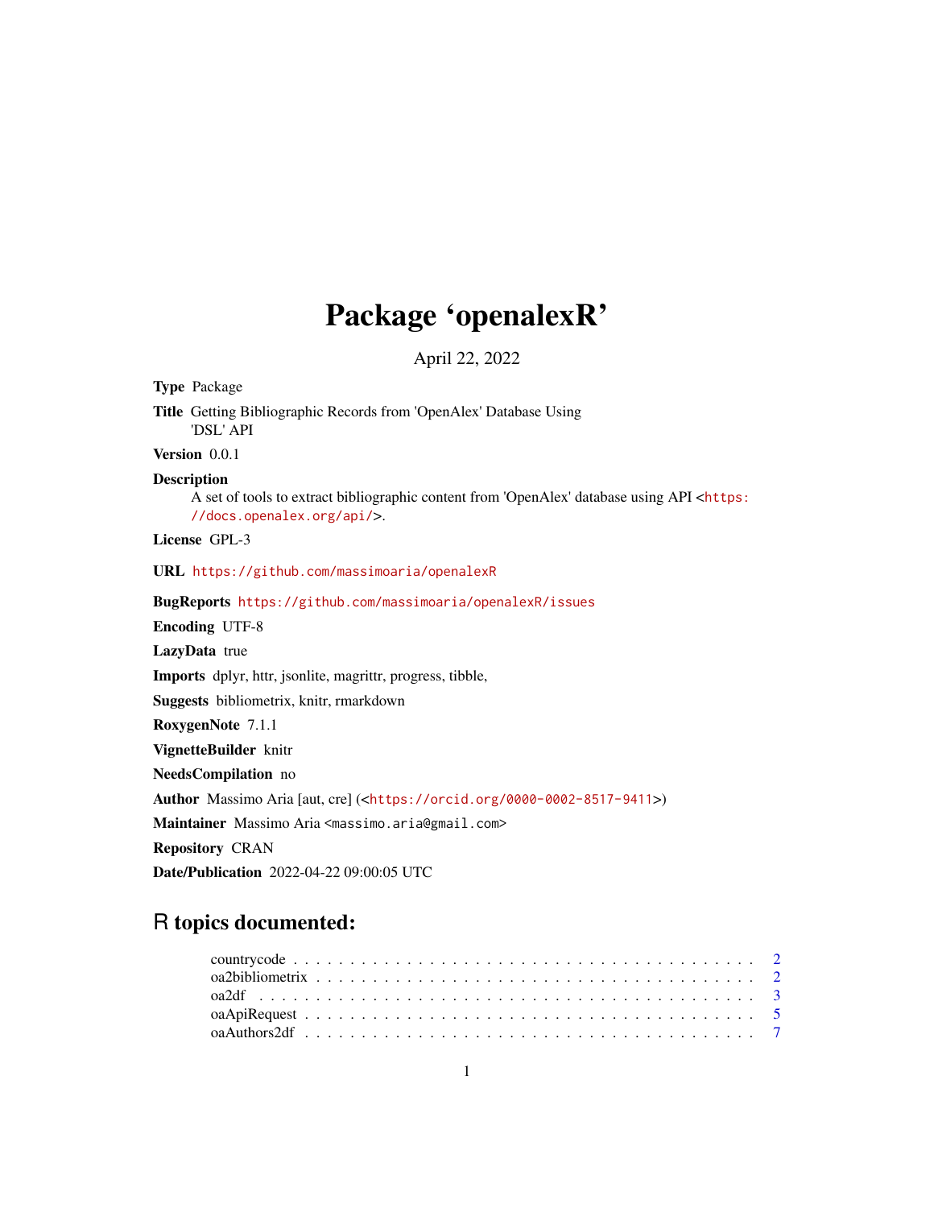# Package 'openalexR'

April 22, 2022

**Type** Package

**Title** Getting Bibliographic Records from 'OpenAlex' Database Using 'DSL' API

**Version** 0.0.1

**Description** A set of tools to extract bibliographic content from 'OpenAlex' database using API <https://docs.openalex.org/api/>.

**License** GPL-3

**URL** https://github.com/massimoaria/openalexR

**BugReports** https://github.com/massimoaria/openalexR/issues

**Encoding** UTF-8

**LazyData** true

**Imports** dplyr, httr, jsonlite, magrittr, progress, tibble,

**Suggests** bibliometrix, knitr, rmarkdown

**RoxygenNote** 7.1.1

**VignetteBuilder** knitr

**NeedsCompilation** no

**Author** Massimo Aria [aut, cre] (<https://orcid.org/0000-0002-8517-9411>)

**Maintainer** Massimo Aria <massimo.aria@gmail.com>

**Repository** CRAN

**Date/Publication** 2022-04-22 09:00:05 UTC

## R topics documented:

- countrycode . . . . . . . . . . . . . . . . . . . . . . . . . . . . . . . . . . . . . . . . 2
- oa2bibliometrix . . . . . . . . . . . . . . . . . . . . . . . . . . . . . . . . . . . . . . 2
- oa2df . . . . . . . . . . . . . . . . . . . . . . . . . . . . . . . . . . . . . . . . . . . 3
- oaApiRequest . . . . . . . . . . . . . . . . . . . . . . . . . . . . . . . . . . . . . . . 5
- oaAuthors2df . . . . . . . . . . . . . . . . . . . . . . . . . . . . . . . . . . . . . . . 7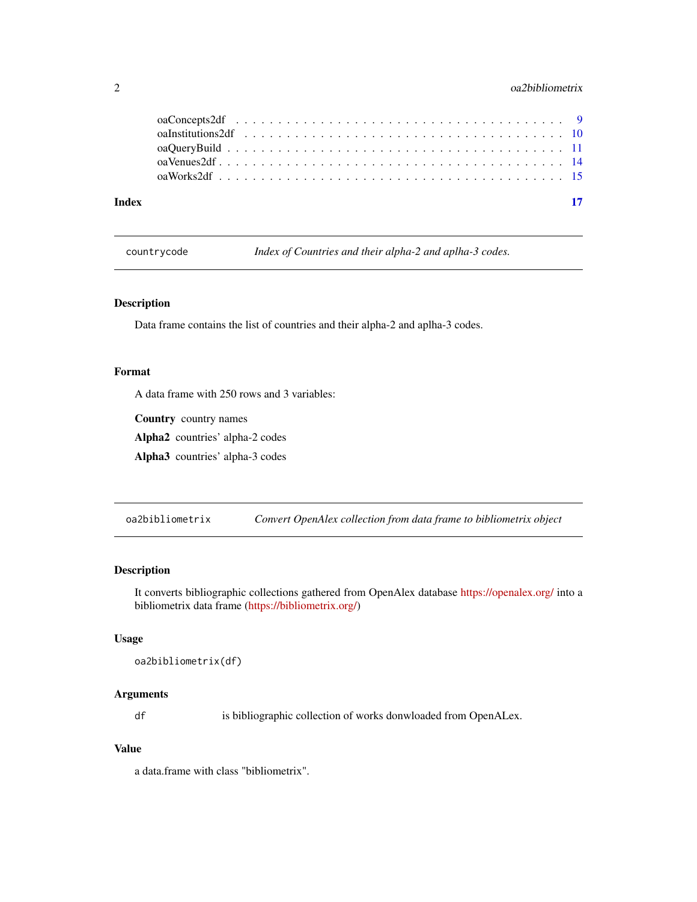oaConcepts2df . . . . . . . . . . . . . . . . . . . . . . . . . . . . . . . . . . . . . 9
oaInstitutions2df . . . . . . . . . . . . . . . . . . . . . . . . . . . . . . . . . . . 10
oaQueryBuild . . . . . . . . . . . . . . . . . . . . . . . . . . . . . . . . . . . . . 11
oaVenues2df . . . . . . . . . . . . . . . . . . . . . . . . . . . . . . . . . . . . . . 14
oaWorks2df . . . . . . . . . . . . . . . . . . . . . . . . . . . . . . . . . . . . . . 15

**Index** **17**

---

`countrycode` *Index of Countries and their alpha-2 and aplha-3 codes.*

---

### Description

Data frame contains the list of countries and their alpha-2 and aplha-3 codes.

### Format

A data frame with 250 rows and 3 variables:

**Country** country names

**Alpha2** countries' alpha-2 codes

**Alpha3** countries' alpha-3 codes

---

`oa2bibliometrix` *Convert OpenAlex collection from data frame to bibliometrix object*

---

### Description

It converts bibliographic collections gathered from OpenAlex database https://openalex.org/ into a bibliometrix data frame (https://bibliometrix.org/)

### Usage

```
oa2bibliometrix(df)
```

### Arguments

`df` is bibliographic collection of works donwloaded from OpenALex.

### Value

a data.frame with class "bibliometrix".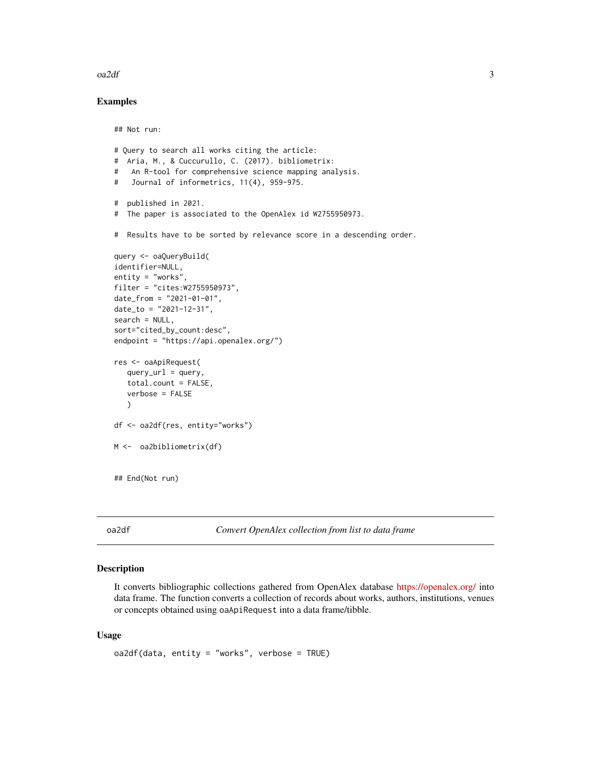### Examples

```
## Not run:

# Query to search all works citing the article:
#  Aria, M., & Cuccurullo, C. (2017). bibliometrix:
#   An R-tool for comprehensive science mapping analysis.
#   Journal of informetrics, 11(4), 959-975.

#  published in 2021.
#  The paper is associated to the OpenAlex id W2755950973.

#  Results have to be sorted by relevance score in a descending order.

query <- oaQueryBuild(
identifier=NULL,
entity = "works",
filter = "cites:W2755950973",
date_from = "2021-01-01",
date_to = "2021-12-31",
search = NULL,
sort="cited_by_count:desc",
endpoint = "https://api.openalex.org/")

res <- oaApiRequest(
   query_url = query,
   total.count = FALSE,
   verbose = FALSE
   )

df <- oa2df(res, entity="works")

M <-  oa2bibliometrix(df)


## End(Not run)
```

## oa2df — *Convert OpenAlex collection from list to data frame*

### Description

It converts bibliographic collections gathered from OpenAlex database https://openalex.org/ into data frame. The function converts a collection of records about works, authors, institutions, venues or concepts obtained using `oaApiRequest` into a data frame/tibble.

### Usage

```
oa2df(data, entity = "works", verbose = TRUE)
```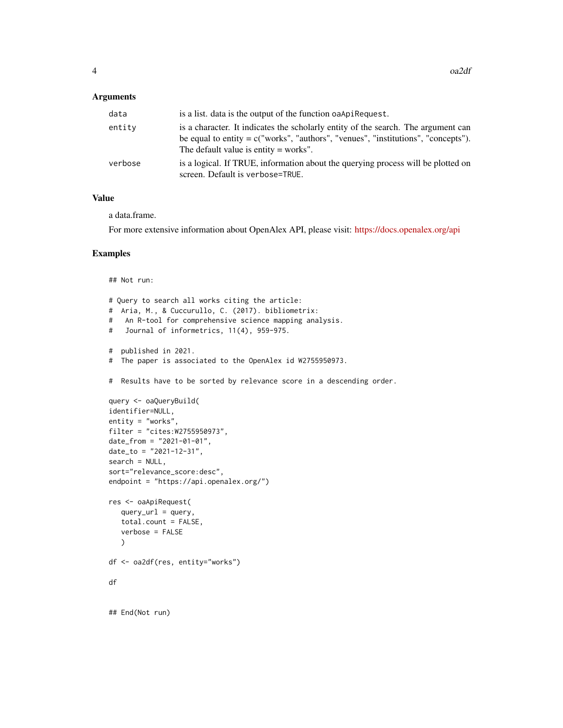### Arguments

| | |
|---|---|
| `data` | is a list. data is the output of the function `oaApiRequest`. |
| `entity` | is a character. It indicates the scholarly entity of the search. The argument can be equal to entity = c("works", "authors", "venues", "institutions", "concepts"). The default value is entity = works". |
| `verbose` | is a logical. If TRUE, information about the querying process will be plotted on screen. Default is `verbose=TRUE`. |

### Value

a data.frame.

For more extensive information about OpenAlex API, please visit: https://docs.openalex.org/api

### Examples

```
## Not run:

# Query to search all works citing the article:
#  Aria, M., & Cuccurullo, C. (2017). bibliometrix:
#    An R-tool for comprehensive science mapping analysis.
#    Journal of informetrics, 11(4), 959-975.

#  published in 2021.
#  The paper is associated to the OpenAlex id W2755950973.

#  Results have to be sorted by relevance score in a descending order.

query <- oaQueryBuild(
identifier=NULL,
entity = "works",
filter = "cites:W2755950973",
date_from = "2021-01-01",
date_to = "2021-12-31",
search = NULL,
sort="relevance_score:desc",
endpoint = "https://api.openalex.org/")

res <- oaApiRequest(
   query_url = query,
   total.count = FALSE,
   verbose = FALSE
   )

df <- oa2df(res, entity="works")

df


## End(Not run)
```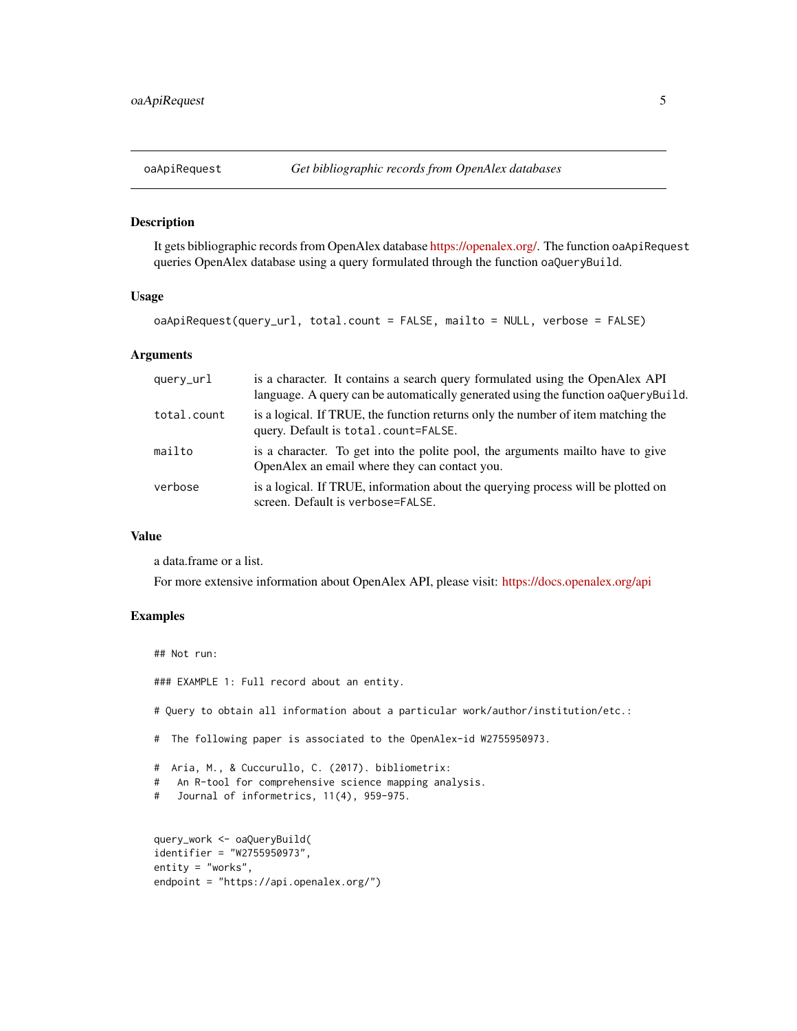## oaApiRequest — *Get bibliographic records from OpenAlex databases*

### Description

It gets bibliographic records from OpenAlex database https://openalex.org/. The function `oaApiRequest` queries OpenAlex database using a query formulated through the function `oaQueryBuild`.

### Usage

```
oaApiRequest(query_url, total.count = FALSE, mailto = NULL, verbose = FALSE)
```

### Arguments

| | |
|---|---|
| `query_url` | is a character. It contains a search query formulated using the OpenAlex API language. A query can be automatically generated using the function `oaQueryBuild`. |
| `total.count` | is a logical. If TRUE, the function returns only the number of item matching the query. Default is `total.count=FALSE`. |
| `mailto` | is a character. To get into the polite pool, the arguments mailto have to give OpenAlex an email where they can contact you. |
| `verbose` | is a logical. If TRUE, information about the querying process will be plotted on screen. Default is `verbose=FALSE`. |

### Value

a data.frame or a list.

For more extensive information about OpenAlex API, please visit: https://docs.openalex.org/api

### Examples

```
## Not run:

### EXAMPLE 1: Full record about an entity.

# Query to obtain all information about a particular work/author/institution/etc.:

#  The following paper is associated to the OpenAlex-id W2755950973.

#  Aria, M., & Cuccurullo, C. (2017). bibliometrix:
#   An R-tool for comprehensive science mapping analysis.
#   Journal of informetrics, 11(4), 959-975.


query_work <- oaQueryBuild(
identifier = "W2755950973",
entity = "works",
endpoint = "https://api.openalex.org/")
```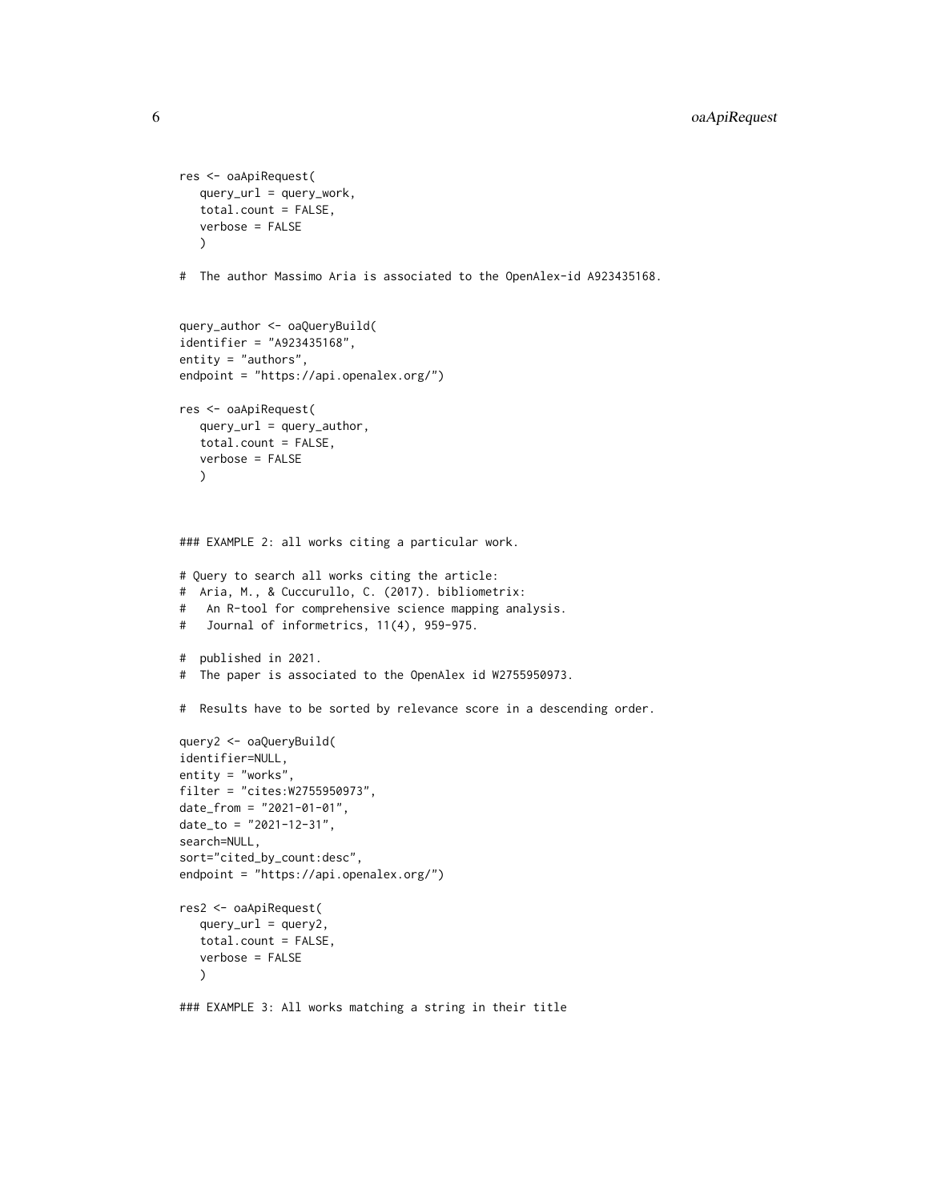```
res <- oaApiRequest(
   query_url = query_work,
   total.count = FALSE,
   verbose = FALSE
   )

#  The author Massimo Aria is associated to the OpenAlex-id A923435168.


query_author <- oaQueryBuild(
identifier = "A923435168",
entity = "authors",
endpoint = "https://api.openalex.org/")

res <- oaApiRequest(
   query_url = query_author,
   total.count = FALSE,
   verbose = FALSE
   )



### EXAMPLE 2: all works citing a particular work.

# Query to search all works citing the article:
#  Aria, M., & Cuccurullo, C. (2017). bibliometrix:
#   An R-tool for comprehensive science mapping analysis.
#   Journal of informetrics, 11(4), 959-975.

#  published in 2021.
#  The paper is associated to the OpenAlex id W2755950973.

#  Results have to be sorted by relevance score in a descending order.

query2 <- oaQueryBuild(
identifier=NULL,
entity = "works",
filter = "cites:W2755950973",
date_from = "2021-01-01",
date_to = "2021-12-31",
search=NULL,
sort="cited_by_count:desc",
endpoint = "https://api.openalex.org/")

res2 <- oaApiRequest(
   query_url = query2,
   total.count = FALSE,
   verbose = FALSE
   )

### EXAMPLE 3: All works matching a string in their title
```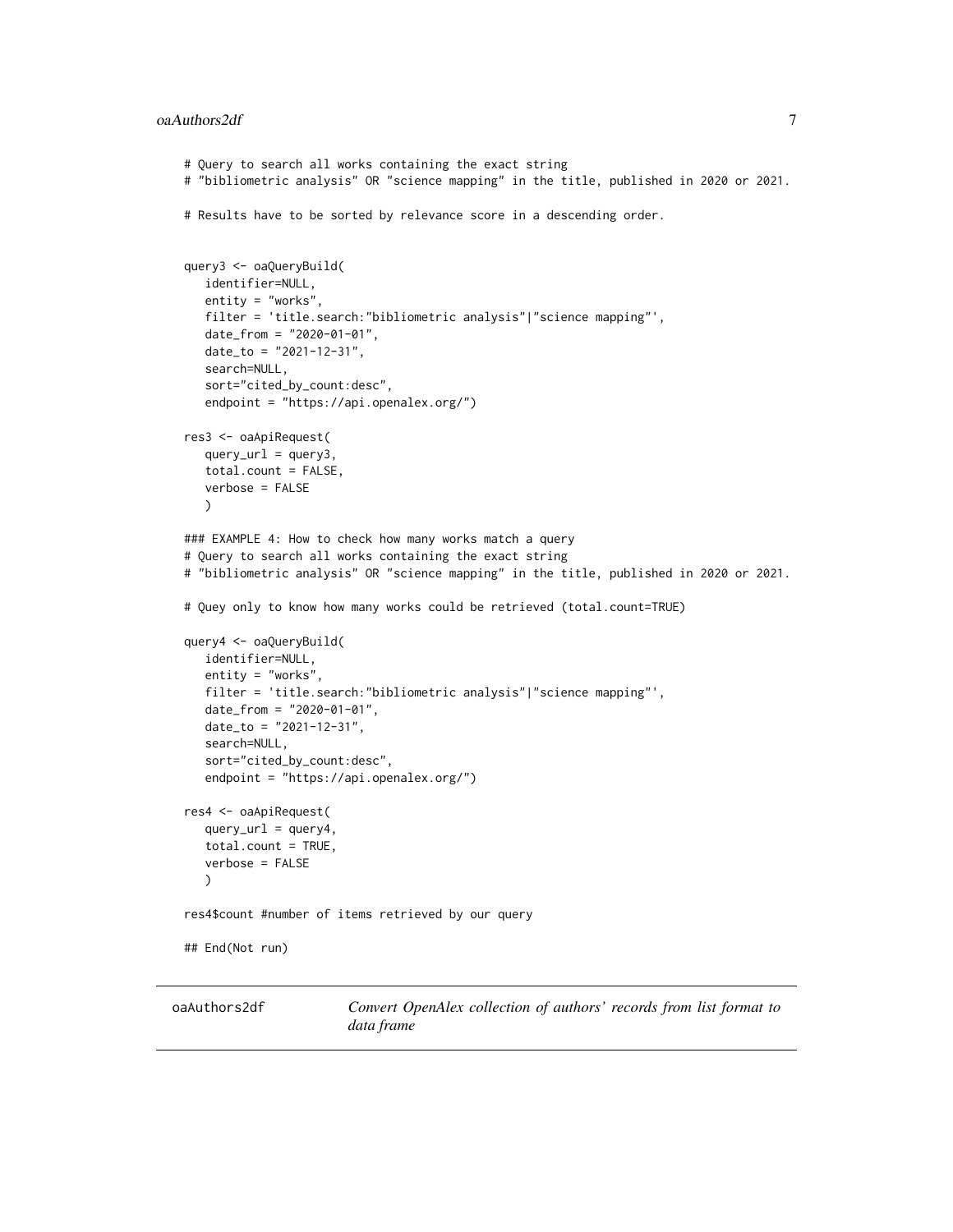```
# Query to search all works containing the exact string
# "bibliometric analysis" OR "science mapping" in the title, published in 2020 or 2021.

# Results have to be sorted by relevance score in a descending order.


query3 <- oaQueryBuild(
   identifier=NULL,
   entity = "works",
   filter = 'title.search:"bibliometric analysis"|"science mapping"',
   date_from = "2020-01-01",
   date_to = "2021-12-31",
   search=NULL,
   sort="cited_by_count:desc",
   endpoint = "https://api.openalex.org/")

res3 <- oaApiRequest(
   query_url = query3,
   total.count = FALSE,
   verbose = FALSE
   )

### EXAMPLE 4: How to check how many works match a query
# Query to search all works containing the exact string
# "bibliometric analysis" OR "science mapping" in the title, published in 2020 or 2021.

# Quey only to know how many works could be retrieved (total.count=TRUE)

query4 <- oaQueryBuild(
   identifier=NULL,
   entity = "works",
   filter = 'title.search:"bibliometric analysis"|"science mapping"',
   date_from = "2020-01-01",
   date_to = "2021-12-31",
   search=NULL,
   sort="cited_by_count:desc",
   endpoint = "https://api.openalex.org/")

res4 <- oaApiRequest(
   query_url = query4,
   total.count = TRUE,
   verbose = FALSE
   )

res4$count #number of items retrieved by our query

## End(Not run)
```

---

## oaAuthors2df &nbsp;&nbsp;&nbsp; *Convert OpenAlex collection of authors' records from list format to data frame*

---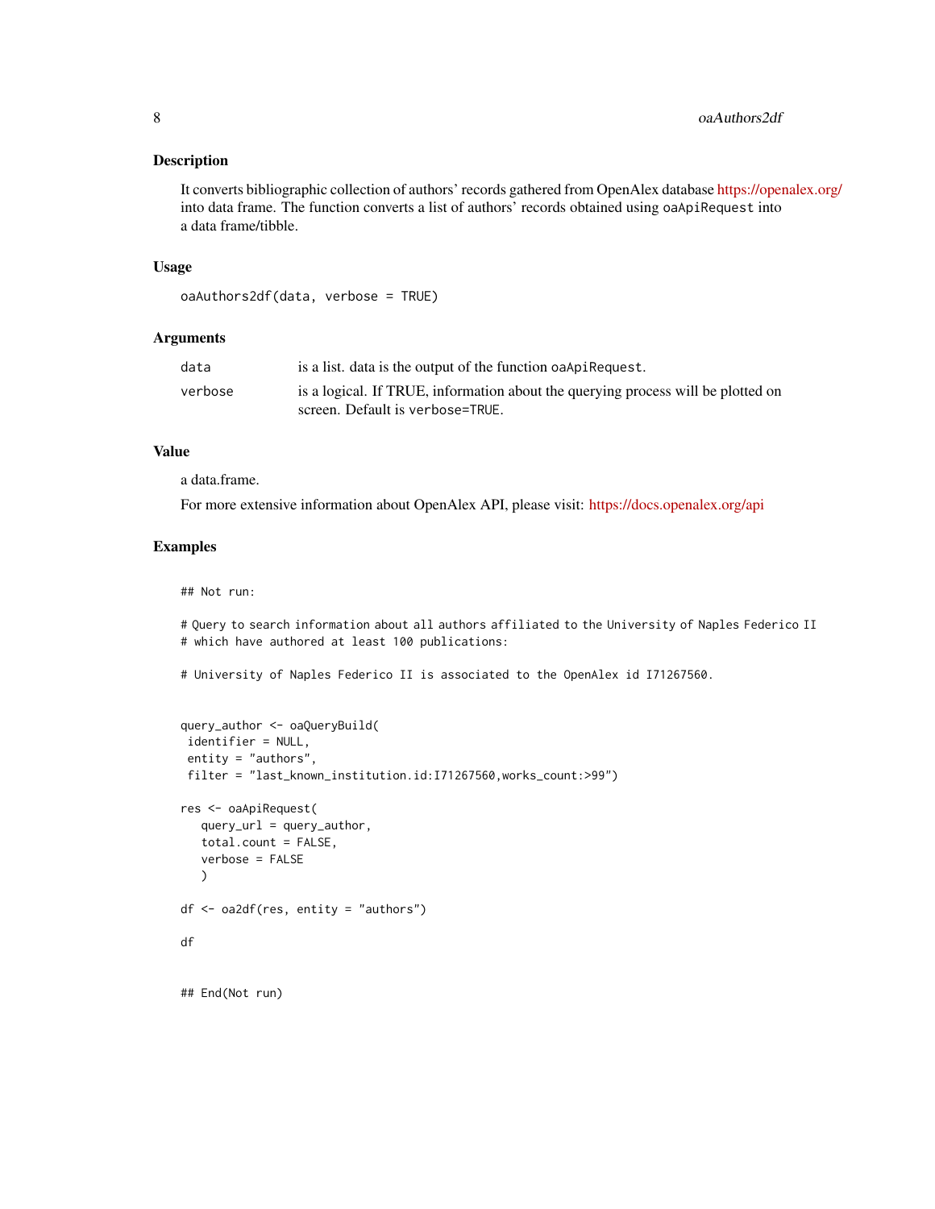## Description

It converts bibliographic collection of authors' records gathered from OpenAlex database https://openalex.org/ into data frame. The function converts a list of authors' records obtained using `oaApiRequest` into a data frame/tibble.

## Usage

```
oaAuthors2df(data, verbose = TRUE)
```

## Arguments

| | |
|---|---|
| `data` | is a list. data is the output of the function `oaApiRequest`. |
| `verbose` | is a logical. If TRUE, information about the querying process will be plotted on screen. Default is `verbose=TRUE`. |

## Value

a data.frame.

For more extensive information about OpenAlex API, please visit: https://docs.openalex.org/api

## Examples

```
## Not run:

# Query to search information about all authors affiliated to the University of Naples Federico II
# which have authored at least 100 publications:

# University of Naples Federico II is associated to the OpenAlex id I71267560.


query_author <- oaQueryBuild(
 identifier = NULL,
 entity = "authors",
 filter = "last_known_institution.id:I71267560,works_count:>99")

res <- oaApiRequest(
   query_url = query_author,
   total.count = FALSE,
   verbose = FALSE
   )

df <- oa2df(res, entity = "authors")

df


## End(Not run)
```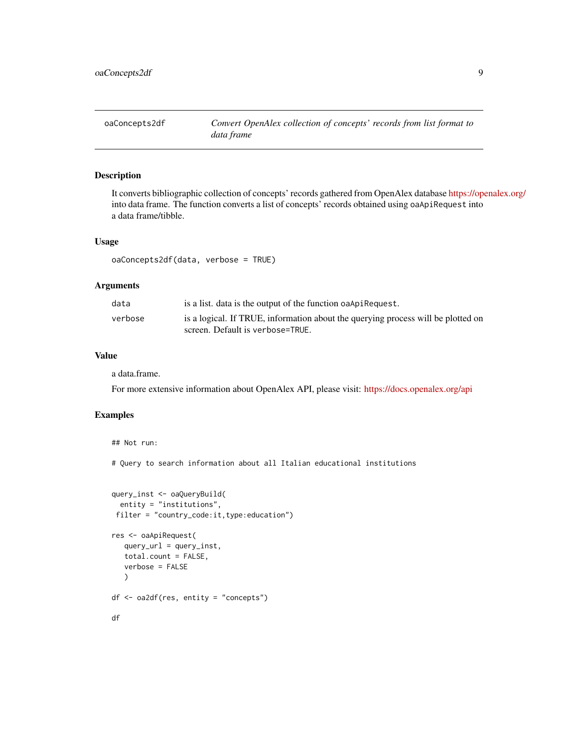## oaConcepts2df

*Convert OpenAlex collection of concepts' records from list format to data frame*

### Description

It converts bibliographic collection of concepts' records gathered from OpenAlex database https://openalex.org/ into data frame. The function converts a list of concepts' records obtained using `oaApiRequest` into a data frame/tibble.

### Usage

```
oaConcepts2df(data, verbose = TRUE)
```

### Arguments

| | |
|---|---|
| `data` | is a list. data is the output of the function `oaApiRequest`. |
| `verbose` | is a logical. If TRUE, information about the querying process will be plotted on screen. Default is `verbose=TRUE`. |

### Value

a data.frame.

For more extensive information about OpenAlex API, please visit: https://docs.openalex.org/api

### Examples

```
## Not run:

# Query to search information about all Italian educational institutions


query_inst <- oaQueryBuild(
  entity = "institutions",
 filter = "country_code:it,type:education")

res <- oaApiRequest(
   query_url = query_inst,
   total.count = FALSE,
   verbose = FALSE
   )

df <- oa2df(res, entity = "concepts")

df
```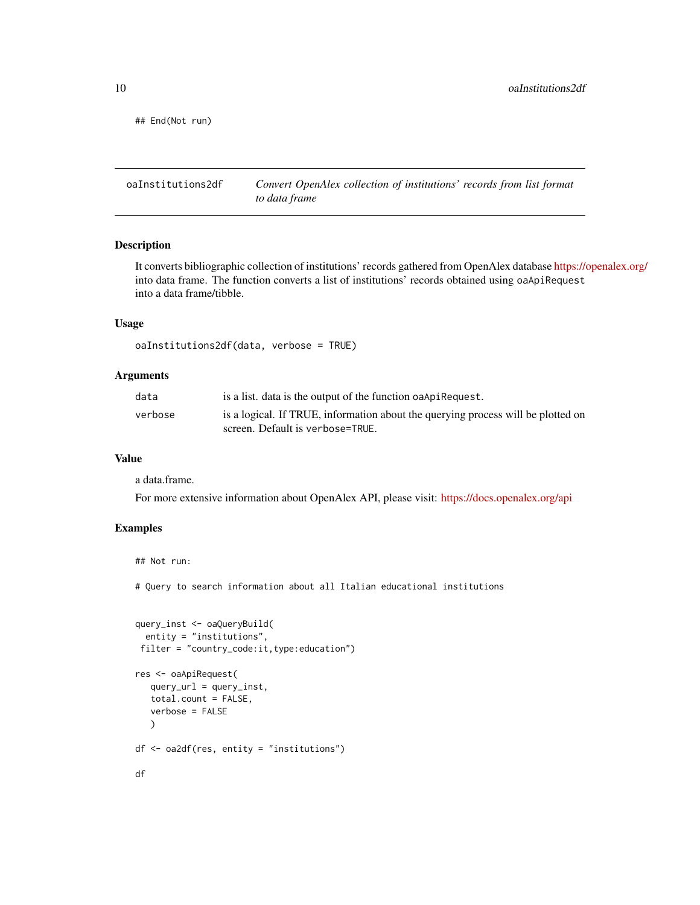```
## End(Not run)
```

---

## oaInstitutions2df — *Convert OpenAlex collection of institutions' records from list format to data frame*

---

### Description

It converts bibliographic collection of institutions' records gathered from OpenAlex database https://openalex.org/ into data frame. The function converts a list of institutions' records obtained using `oaApiRequest` into a data frame/tibble.

### Usage

```
oaInstitutions2df(data, verbose = TRUE)
```

### Arguments

| | |
|---|---|
| `data` | is a list. data is the output of the function `oaApiRequest`. |
| `verbose` | is a logical. If TRUE, information about the querying process will be plotted on screen. Default is `verbose=TRUE`. |

### Value

a data.frame.

For more extensive information about OpenAlex API, please visit: https://docs.openalex.org/api

### Examples

```
## Not run:

# Query to search information about all Italian educational institutions


query_inst <- oaQueryBuild(
  entity = "institutions",
 filter = "country_code:it,type:education")

res <- oaApiRequest(
   query_url = query_inst,
   total.count = FALSE,
   verbose = FALSE
   )

df <- oa2df(res, entity = "institutions")

df
```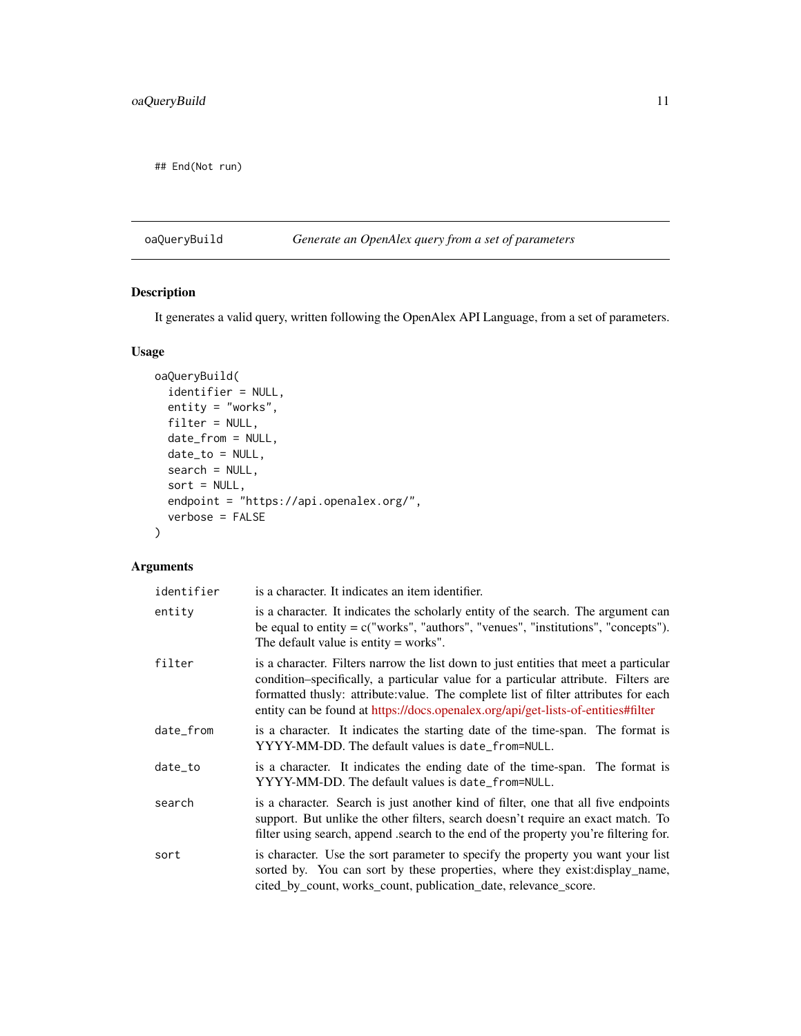```
## End(Not run)
```

---

## oaQueryBuild — *Generate an OpenAlex query from a set of parameters*

### Description

It generates a valid query, written following the OpenAlex API Language, from a set of parameters.

### Usage

```
oaQueryBuild(
  identifier = NULL,
  entity = "works",
  filter = NULL,
  date_from = NULL,
  date_to = NULL,
  search = NULL,
  sort = NULL,
  endpoint = "https://api.openalex.org/",
  verbose = FALSE
)
```

### Arguments

| | |
|---|---|
| `identifier` | is a character. It indicates an item identifier. |
| `entity` | is a character. It indicates the scholarly entity of the search. The argument can be equal to entity = c("works", "authors", "venues", "institutions", "concepts"). The default value is entity = works". |
| `filter` | is a character. Filters narrow the list down to just entities that meet a particular condition–specifically, a particular value for a particular attribute. Filters are formatted thusly: attribute:value. The complete list of filter attributes for each entity can be found at https://docs.openalex.org/api/get-lists-of-entities#filter |
| `date_from` | is a character. It indicates the starting date of the time-span. The format is YYYY-MM-DD. The default values is `date_from=NULL`. |
| `date_to` | is a character. It indicates the ending date of the time-span. The format is YYYY-MM-DD. The default values is `date_from=NULL`. |
| `search` | is a character. Search is just another kind of filter, one that all five endpoints support. But unlike the other filters, search doesn't require an exact match. To filter using search, append .search to the end of the property you're filtering for. |
| `sort` | is character. Use the sort parameter to specify the property you want your list sorted by. You can sort by these properties, where they exist:display_name, cited_by_count, works_count, publication_date, relevance_score. |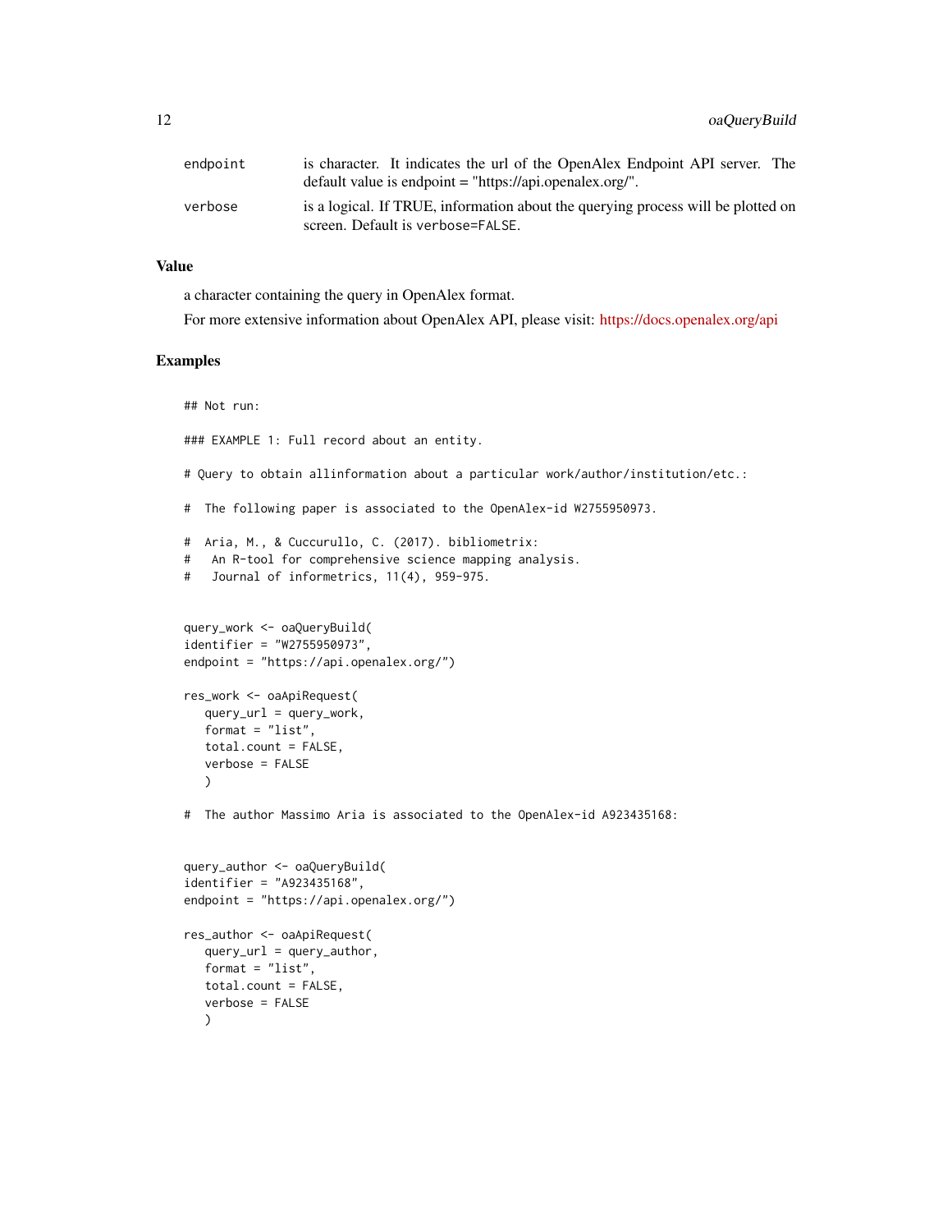| | |
|---|---|
| endpoint | is character. It indicates the url of the OpenAlex Endpoint API server. The default value is endpoint = "https://api.openalex.org/". |
| verbose | is a logical. If TRUE, information about the querying process will be plotted on screen. Default is verbose=FALSE. |

## Value

a character containing the query in OpenAlex format.

For more extensive information about OpenAlex API, please visit: https://docs.openalex.org/api

## Examples

```
## Not run:

### EXAMPLE 1: Full record about an entity.

# Query to obtain allinformation about a particular work/author/institution/etc.:

#  The following paper is associated to the OpenAlex-id W2755950973.

#  Aria, M., & Cuccurullo, C. (2017). bibliometrix:
#   An R-tool for comprehensive science mapping analysis.
#   Journal of informetrics, 11(4), 959-975.


query_work <- oaQueryBuild(
identifier = "W2755950973",
endpoint = "https://api.openalex.org/")

res_work <- oaApiRequest(
   query_url = query_work,
   format = "list",
   total.count = FALSE,
   verbose = FALSE
   )

#  The author Massimo Aria is associated to the OpenAlex-id A923435168:


query_author <- oaQueryBuild(
identifier = "A923435168",
endpoint = "https://api.openalex.org/")

res_author <- oaApiRequest(
   query_url = query_author,
   format = "list",
   total.count = FALSE,
   verbose = FALSE
   )
```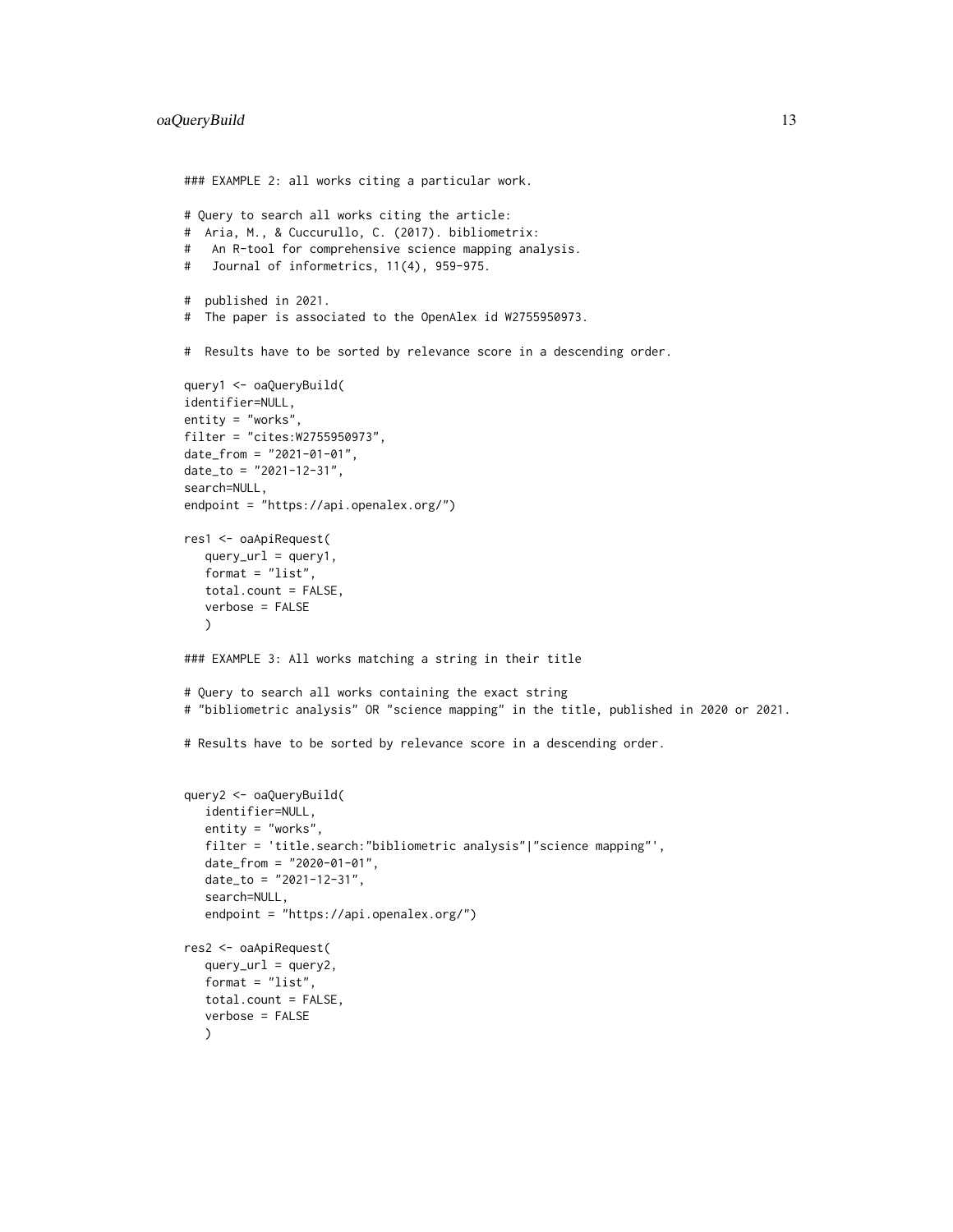```
### EXAMPLE 2: all works citing a particular work.

# Query to search all works citing the article:
#  Aria, M., & Cuccurullo, C. (2017). bibliometrix:
#   An R-tool for comprehensive science mapping analysis.
#   Journal of informetrics, 11(4), 959-975.

#  published in 2021.
#  The paper is associated to the OpenAlex id W2755950973.

#  Results have to be sorted by relevance score in a descending order.

query1 <- oaQueryBuild(
identifier=NULL,
entity = "works",
filter = "cites:W2755950973",
date_from = "2021-01-01",
date_to = "2021-12-31",
search=NULL,
endpoint = "https://api.openalex.org/")

res1 <- oaApiRequest(
   query_url = query1,
   format = "list",
   total.count = FALSE,
   verbose = FALSE
   )

### EXAMPLE 3: All works matching a string in their title

# Query to search all works containing the exact string
# "bibliometric analysis" OR "science mapping" in the title, published in 2020 or 2021.

# Results have to be sorted by relevance score in a descending order.


query2 <- oaQueryBuild(
   identifier=NULL,
   entity = "works",
   filter = 'title.search:"bibliometric analysis"|"science mapping"',
   date_from = "2020-01-01",
   date_to = "2021-12-31",
   search=NULL,
   endpoint = "https://api.openalex.org/")

res2 <- oaApiRequest(
   query_url = query2,
   format = "list",
   total.count = FALSE,
   verbose = FALSE
   )
```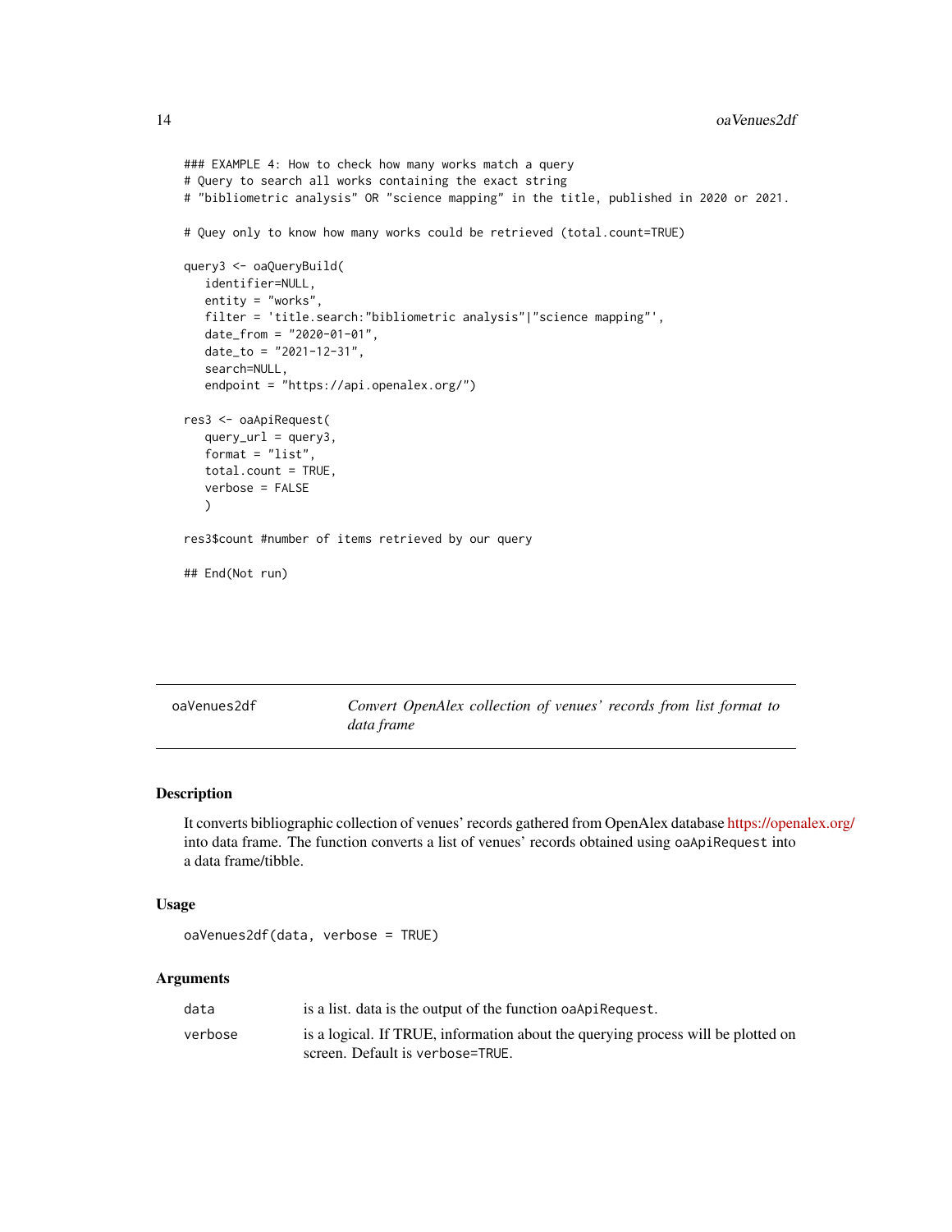```
### EXAMPLE 4: How to check how many works match a query
# Query to search all works containing the exact string
# "bibliometric analysis" OR "science mapping" in the title, published in 2020 or 2021.

# Quey only to know how many works could be retrieved (total.count=TRUE)

query3 <- oaQueryBuild(
   identifier=NULL,
   entity = "works",
   filter = 'title.search:"bibliometric analysis"|"science mapping"',
   date_from = "2020-01-01",
   date_to = "2021-12-31",
   search=NULL,
   endpoint = "https://api.openalex.org/")

res3 <- oaApiRequest(
   query_url = query3,
   format = "list",
   total.count = TRUE,
   verbose = FALSE
   )

res3$count #number of items retrieved by our query

## End(Not run)
```

## oaVenues2df — *Convert OpenAlex collection of venues' records from list format to data frame*

### Description

It converts bibliographic collection of venues' records gathered from OpenAlex database https://openalex.org/ into data frame. The function converts a list of venues' records obtained using `oaApiRequest` into a data frame/tibble.

### Usage

```
oaVenues2df(data, verbose = TRUE)
```

### Arguments

| | |
|---|---|
| `data` | is a list. data is the output of the function `oaApiRequest`. |
| `verbose` | is a logical. If TRUE, information about the querying process will be plotted on screen. Default is `verbose=TRUE`. |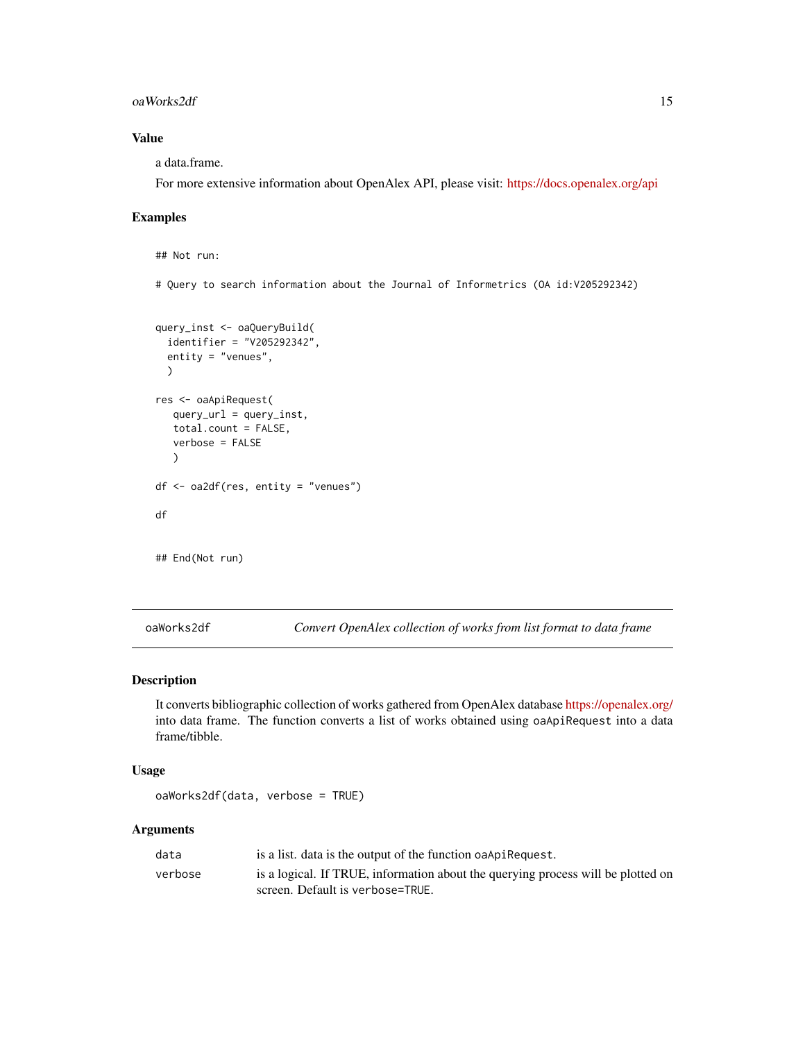## Value

a data.frame.

For more extensive information about OpenAlex API, please visit: https://docs.openalex.org/api

## Examples

```
## Not run:

# Query to search information about the Journal of Informetrics (OA id:V205292342)


query_inst <- oaQueryBuild(
  identifier = "V205292342",
  entity = "venues",
  )

res <- oaApiRequest(
   query_url = query_inst,
   total.count = FALSE,
   verbose = FALSE
   )

df <- oa2df(res, entity = "venues")

df


## End(Not run)
```

---

# oaWorks2df — *Convert OpenAlex collection of works from list format to data frame*

## Description

It converts bibliographic collection of works gathered from OpenAlex database https://openalex.org/ into data frame. The function converts a list of works obtained using `oaApiRequest` into a data frame/tibble.

## Usage

```
oaWorks2df(data, verbose = TRUE)
```

## Arguments

| | |
|---|---|
| `data` | is a list. data is the output of the function `oaApiRequest`. |
| `verbose` | is a logical. If TRUE, information about the querying process will be plotted on screen. Default is `verbose=TRUE`. |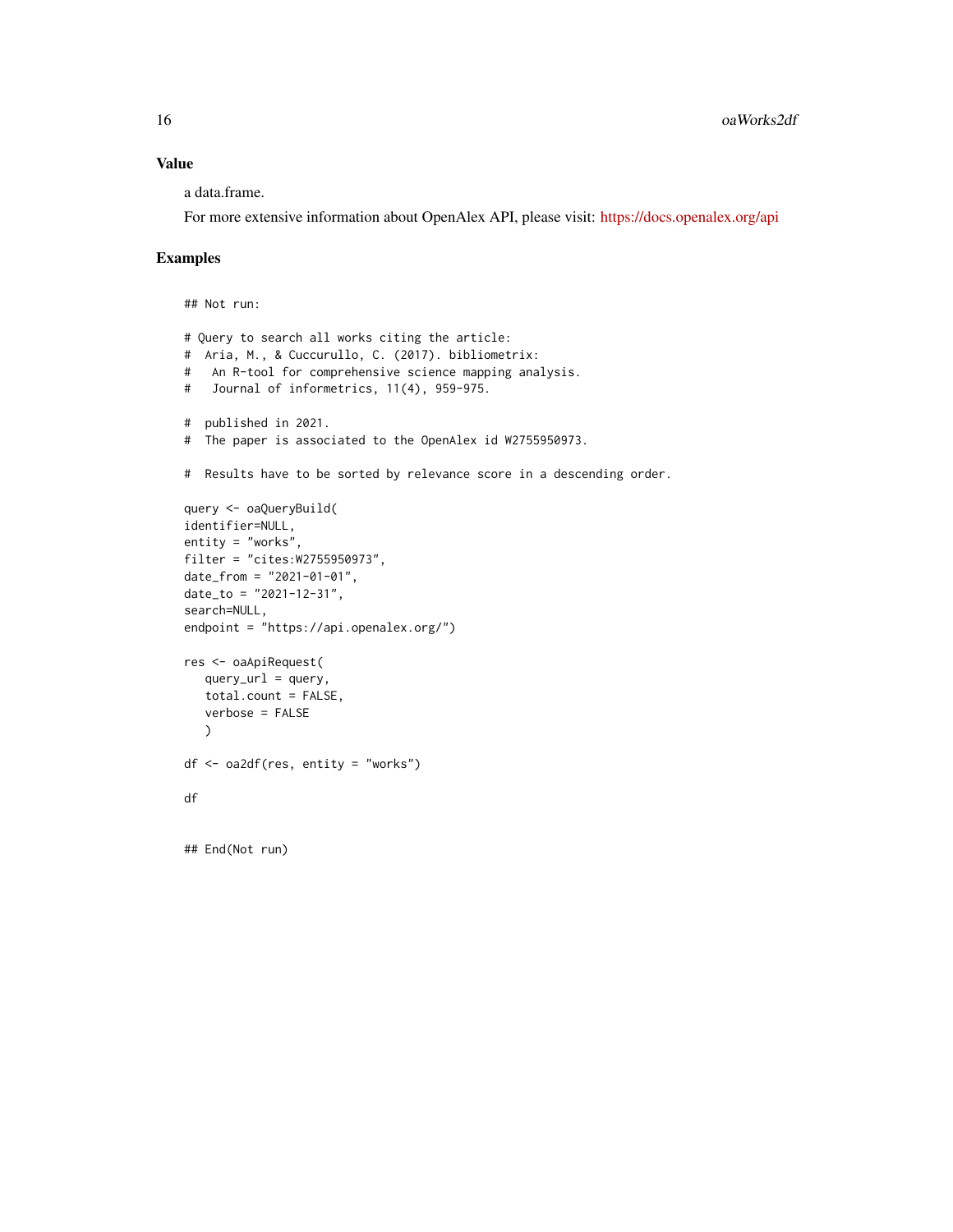### Value

a data.frame.

For more extensive information about OpenAlex API, please visit: https://docs.openalex.org/api

### Examples

```
## Not run:

# Query to search all works citing the article:
#  Aria, M., & Cuccurullo, C. (2017). bibliometrix:
#   An R-tool for comprehensive science mapping analysis.
#   Journal of informetrics, 11(4), 959-975.

#  published in 2021.
#  The paper is associated to the OpenAlex id W2755950973.

#  Results have to be sorted by relevance score in a descending order.

query <- oaQueryBuild(
identifier=NULL,
entity = "works",
filter = "cites:W2755950973",
date_from = "2021-01-01",
date_to = "2021-12-31",
search=NULL,
endpoint = "https://api.openalex.org/")

res <- oaApiRequest(
   query_url = query,
   total.count = FALSE,
   verbose = FALSE
   )

df <- oa2df(res, entity = "works")

df


## End(Not run)
```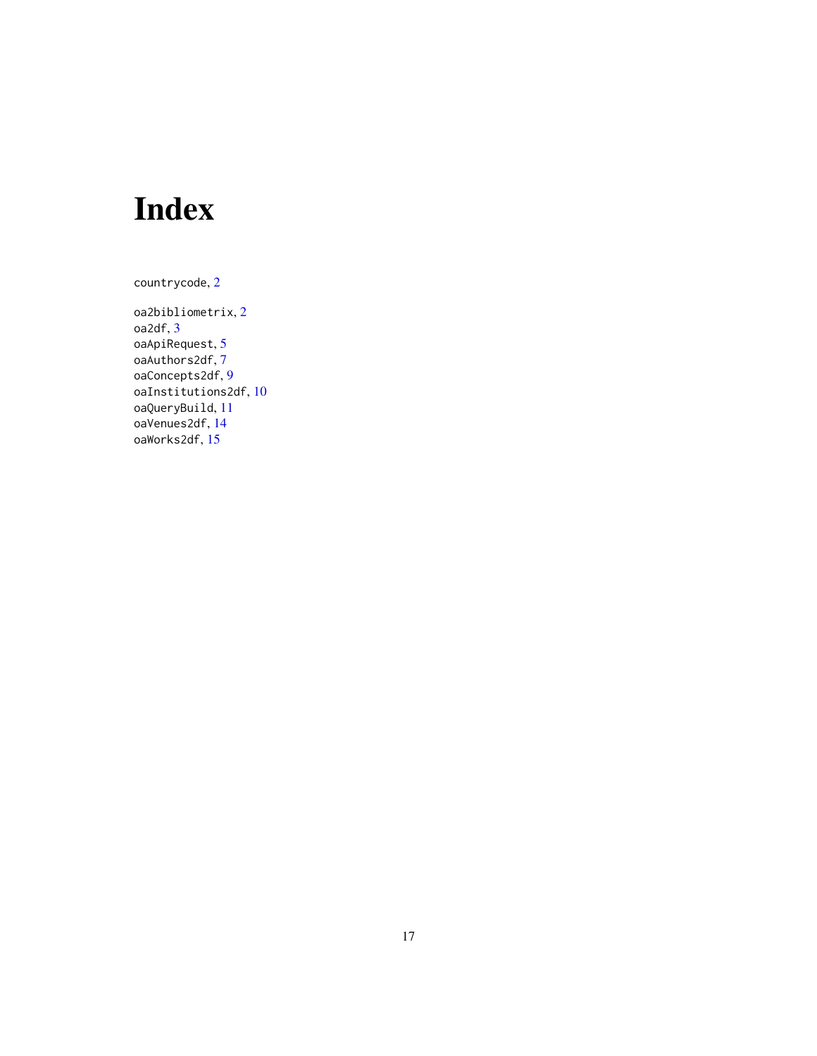# Index

countrycode, 2

oa2bibliometrix, 2
oa2df, 3
oaApiRequest, 5
oaAuthors2df, 7
oaConcepts2df, 9
oaInstitutions2df, 10
oaQueryBuild, 11
oaVenues2df, 14
oaWorks2df, 15